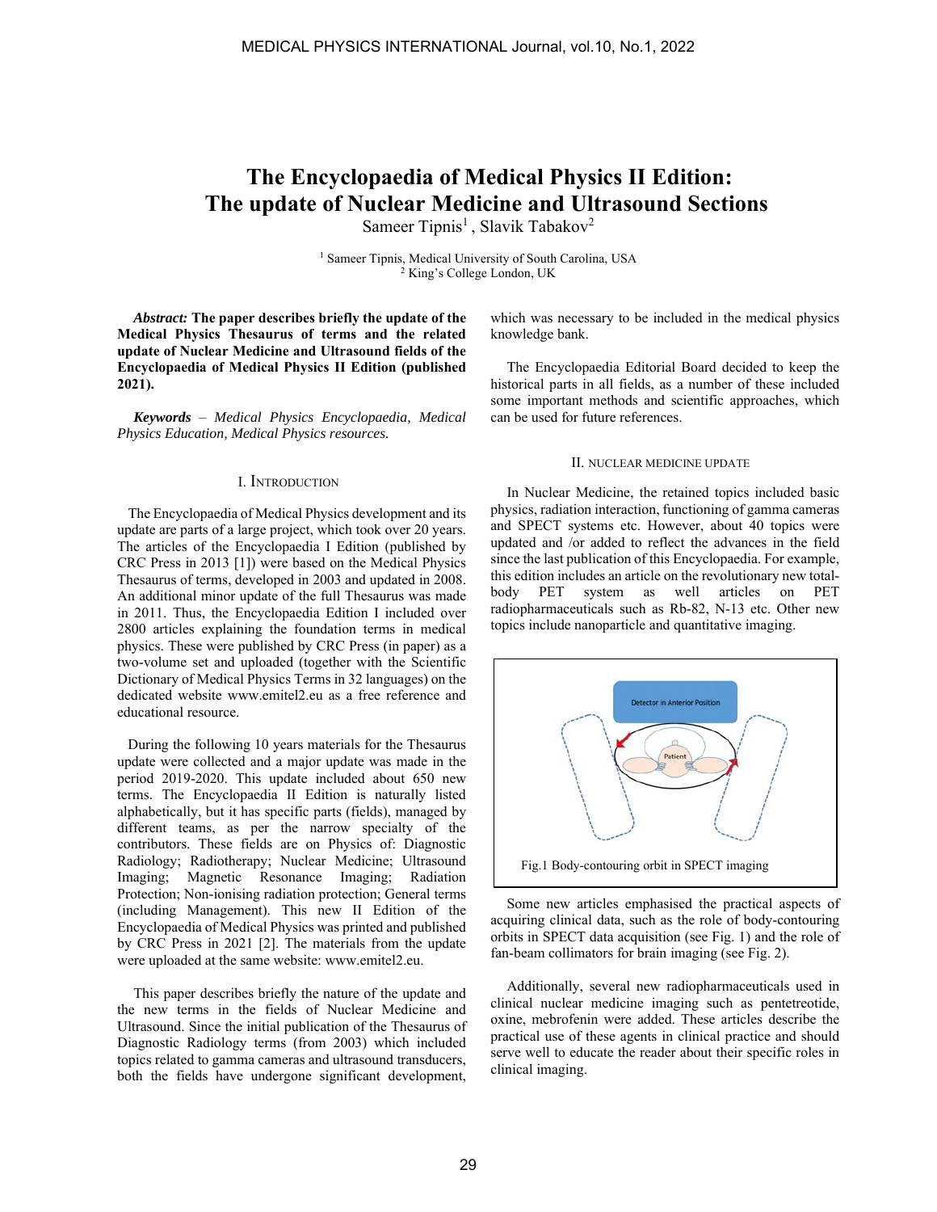# The Encyclopaedia of Medical Physics II Edition: The update of Nuclear Medicine and Ultrasound Sections

Sameer Tipnis[1], Slavik Tabakov[2]

[1] Sameer Tipnis, Medical University of South Carolina, USA
[2] King's College London, UK

***Abstract:*** **The paper describes briefly the update of the Medical Physics Thesaurus of terms and the related update of Nuclear Medicine and Ultrasound fields of the Encyclopaedia of Medical Physics II Edition (published 2021).**

***Keywords*** *– Medical Physics Encyclopaedia, Medical Physics Education, Medical Physics resources.*

## I. Introduction

The Encyclopaedia of Medical Physics development and its update are parts of a large project, which took over 20 years. The articles of the Encyclopaedia I Edition (published by CRC Press in 2013 [1]) were based on the Medical Physics Thesaurus of terms, developed in 2003 and updated in 2008. An additional minor update of the full Thesaurus was made in 2011. Thus, the Encyclopaedia Edition I included over 2800 articles explaining the foundation terms in medical physics. These were published by CRC Press (in paper) as a two-volume set and uploaded (together with the Scientific Dictionary of Medical Physics Terms in 32 languages) on the dedicated website www.emitel2.eu as a free reference and educational resource.

During the following 10 years materials for the Thesaurus update were collected and a major update was made in the period 2019-2020. This update included about 650 new terms. The Encyclopaedia II Edition is naturally listed alphabetically, but it has specific parts (fields), managed by different teams, as per the narrow specialty of the contributors. These fields are on Physics of: Diagnostic Radiology; Radiotherapy; Nuclear Medicine; Ultrasound Imaging; Magnetic Resonance Imaging; Radiation Protection; Non-ionising radiation protection; General terms (including Management). This new II Edition of the Encyclopaedia of Medical Physics was printed and published by CRC Press in 2021 [2]. The materials from the update were uploaded at the same website: www.emitel2.eu.

This paper describes briefly the nature of the update and the new terms in the fields of Nuclear Medicine and Ultrasound. Since the initial publication of the Thesaurus of Diagnostic Radiology terms (from 2003) which included topics related to gamma cameras and ultrasound transducers, both the fields have undergone significant development, which was necessary to be included in the medical physics knowledge bank.

The Encyclopaedia Editorial Board decided to keep the historical parts in all fields, as a number of these included some important methods and scientific approaches, which can be used for future references.

## II. Nuclear Medicine Update

In Nuclear Medicine, the retained topics included basic physics, radiation interaction, functioning of gamma cameras and SPECT systems etc. However, about 40 topics were updated and /or added to reflect the advances in the field since the last publication of this Encyclopaedia. For example, this edition includes an article on the revolutionary new total-body PET system as well articles on PET radiopharmaceuticals such as Rb-82, N-13 etc. Other new topics include nanoparticle and quantitative imaging.

Fig.1 Body-contouring orbit in SPECT imaging

Some new articles emphasised the practical aspects of acquiring clinical data, such as the role of body-contouring orbits in SPECT data acquisition (see Fig. 1) and the role of fan-beam collimators for brain imaging (see Fig. 2).

Additionally, several new radiopharmaceuticals used in clinical nuclear medicine imaging such as pentetreotide, oxine, mebrofenin were added. These articles describe the practical use of these agents in clinical practice and should serve well to educate the reader about their specific roles in clinical imaging.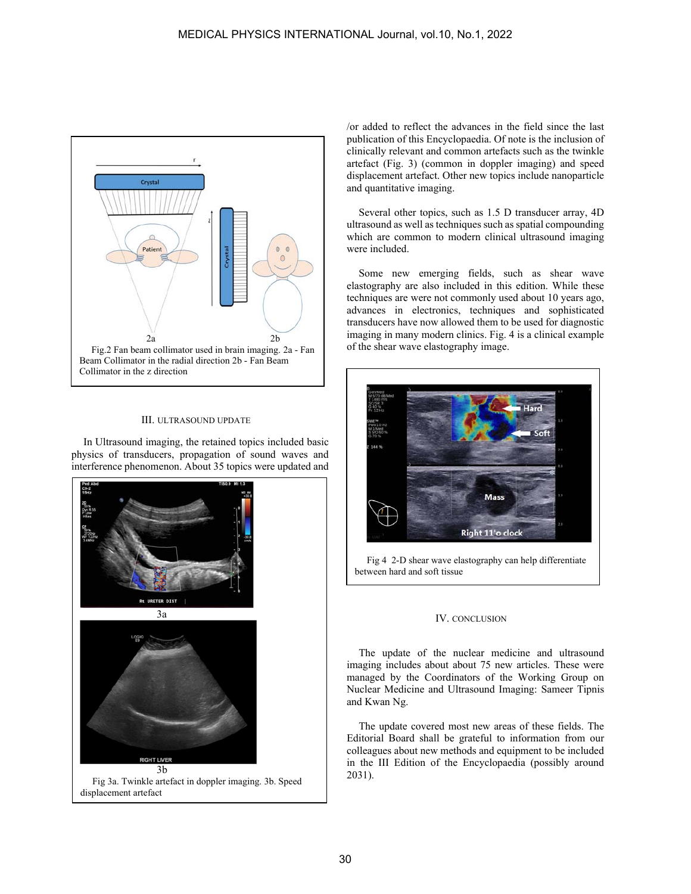Fig.2 Fan beam collimator used in brain imaging. 2a - Fan Beam Collimator in the radial direction 2b - Fan Beam Collimator in the z direction

## III. ULTRASOUND UPDATE

In Ultrasound imaging, the retained topics included basic physics of transducers, propagation of sound waves and interference phenomenon. About 35 topics were updated and /or added to reflect the advances in the field since the last publication of this Encyclopaedia. Of note is the inclusion of clinically relevant and common artefacts such as the twinkle artefact (Fig. 3) (common in doppler imaging) and speed displacement artefact. Other new topics include nanoparticle and quantitative imaging.

Fig 3a. Twinkle artefact in doppler imaging. 3b. Speed displacement artefact

Several other topics, such as 1.5 D transducer array, 4D ultrasound as well as techniques such as spatial compounding which are common to modern clinical ultrasound imaging were included.

Some new emerging fields, such as shear wave elastography are also included in this edition. While these techniques are were not commonly used about 10 years ago, advances in electronics, techniques and sophisticated transducers have now allowed them to be used for diagnostic imaging in many modern clinics. Fig. 4 is a clinical example of the shear wave elastography image.

Fig 4 2-D shear wave elastography can help differentiate between hard and soft tissue

## IV. CONCLUSION

The update of the nuclear medicine and ultrasound imaging includes about about 75 new articles. These were managed by the Coordinators of the Working Group on Nuclear Medicine and Ultrasound Imaging: Sameer Tipnis and Kwan Ng.

The update covered most new areas of these fields. The Editorial Board shall be grateful to information from our colleagues about new methods and equipment to be included in the III Edition of the Encyclopaedia (possibly around 2031).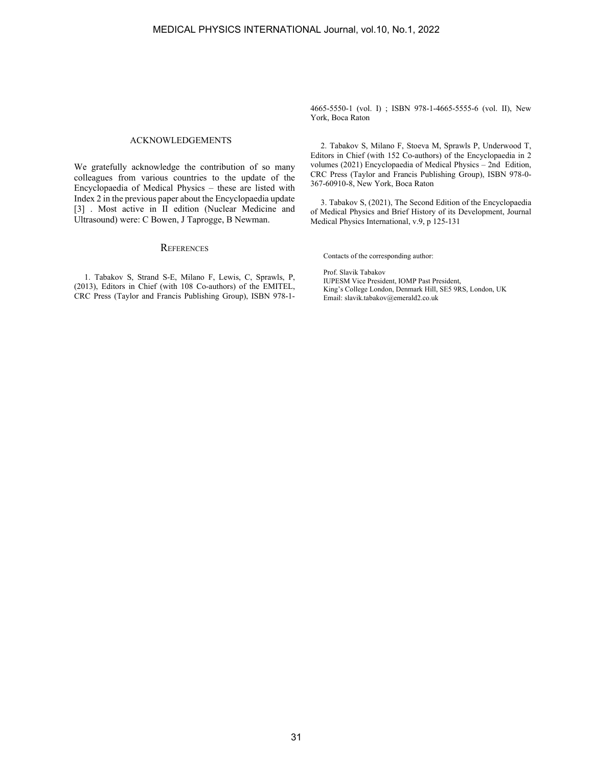## ACKNOWLEDGEMENTS

We gratefully acknowledge the contribution of so many colleagues from various countries to the update of the Encyclopaedia of Medical Physics – these are listed with Index 2 in the previous paper about the Encyclopaedia update [3] . Most active in II edition (Nuclear Medicine and Ultrasound) were: C Bowen, J Taprogge, B Newman.

## REFERENCES

1. Tabakov S, Strand S-E, Milano F, Lewis, C, Sprawls, P, (2013), Editors in Chief (with 108 Co-authors) of the EMITEL, CRC Press (Taylor and Francis Publishing Group), ISBN 978-1-4665-5550-1 (vol. I) ; ISBN 978-1-4665-5555-6 (vol. II), New York, Boca Raton

2. Tabakov S, Milano F, Stoeva M, Sprawls P, Underwood T, Editors in Chief (with 152 Co-authors) of the Encyclopaedia in 2 volumes (2021) Encyclopaedia of Medical Physics – 2nd Edition, CRC Press (Taylor and Francis Publishing Group), ISBN 978-0-367-60910-8, New York, Boca Raton

3. Tabakov S, (2021), The Second Edition of the Encyclopaedia of Medical Physics and Brief History of its Development, Journal Medical Physics International, v.9, p 125-131

Contacts of the corresponding author:

Prof. Slavik Tabakov
IUPESM Vice President, IOMP Past President,
King's College London, Denmark Hill, SE5 9RS, London, UK
Email: slavik.tabakov@emerald2.co.uk